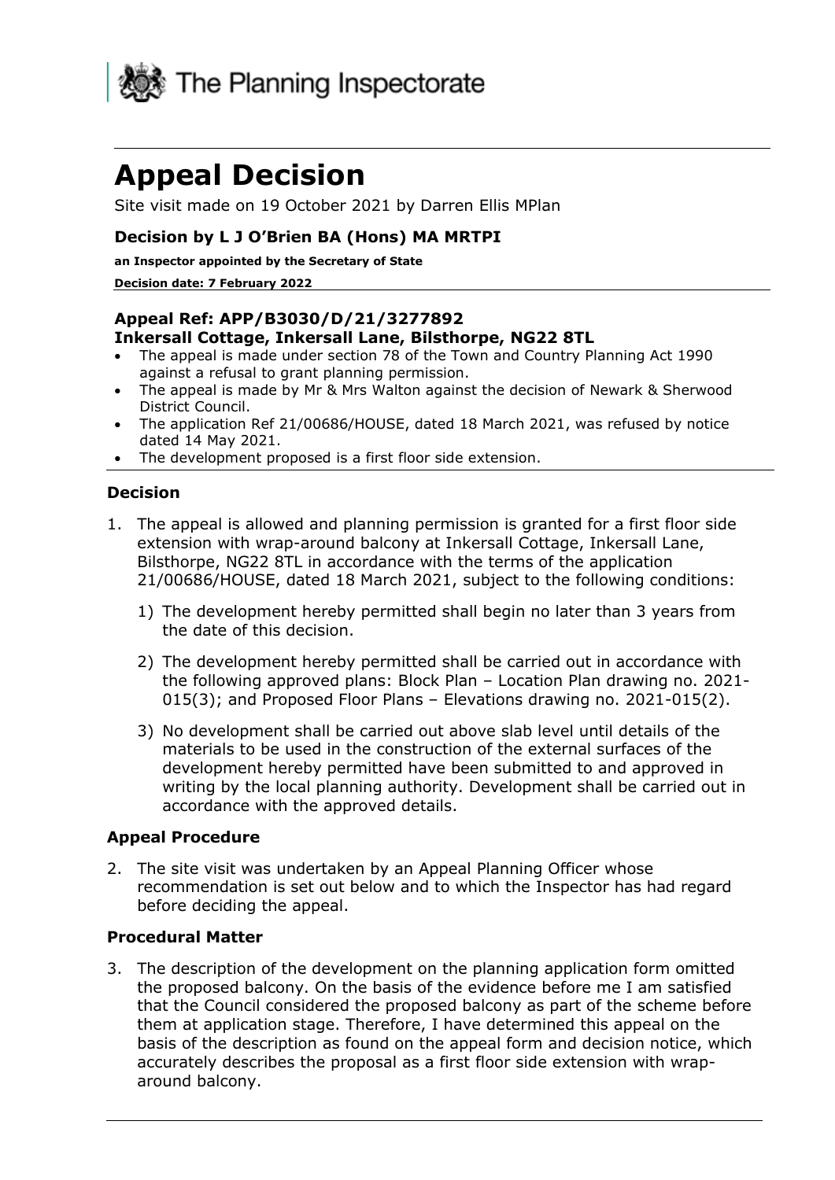The Planning Inspectorate

# Appeal Decision

Site visit made on 19 October 2021 by Darren Ellis MPlan

### Decision by L J O'Brien BA (Hons) MA MRTPI

**an Inspector appointed by the Secretary of State**

**Decision date: 7 February 2022**

---

### Appeal Ref: APP/B3030/D/21/3277892
### Inkersall Cottage, Inkersall Lane, Bilsthorpe, NG22 8TL

- The appeal is made under section 78 of the Town and Country Planning Act 1990 against a refusal to grant planning permission.
- The appeal is made by Mr & Mrs Walton against the decision of Newark & Sherwood District Council.
- The application Ref 21/00686/HOUSE, dated 18 March 2021, was refused by notice dated 14 May 2021.
- The development proposed is a first floor side extension.

---

### Decision

1. The appeal is allowed and planning permission is granted for a first floor side extension with wrap-around balcony at Inkersall Cottage, Inkersall Lane, Bilsthorpe, NG22 8TL in accordance with the terms of the application 21/00686/HOUSE, dated 18 March 2021, subject to the following conditions:

    1) The development hereby permitted shall begin no later than 3 years from the date of this decision.

    2) The development hereby permitted shall be carried out in accordance with the following approved plans: Block Plan – Location Plan drawing no. 2021-015(3); and Proposed Floor Plans – Elevations drawing no. 2021-015(2).

    3) No development shall be carried out above slab level until details of the materials to be used in the construction of the external surfaces of the development hereby permitted have been submitted to and approved in writing by the local planning authority. Development shall be carried out in accordance with the approved details.

### Appeal Procedure

2. The site visit was undertaken by an Appeal Planning Officer whose recommendation is set out below and to which the Inspector has had regard before deciding the appeal.

### Procedural Matter

3. The description of the development on the planning application form omitted the proposed balcony. On the basis of the evidence before me I am satisfied that the Council considered the proposed balcony as part of the scheme before them at application stage. Therefore, I have determined this appeal on the basis of the description as found on the appeal form and decision notice, which accurately describes the proposal as a first floor side extension with wrap-around balcony.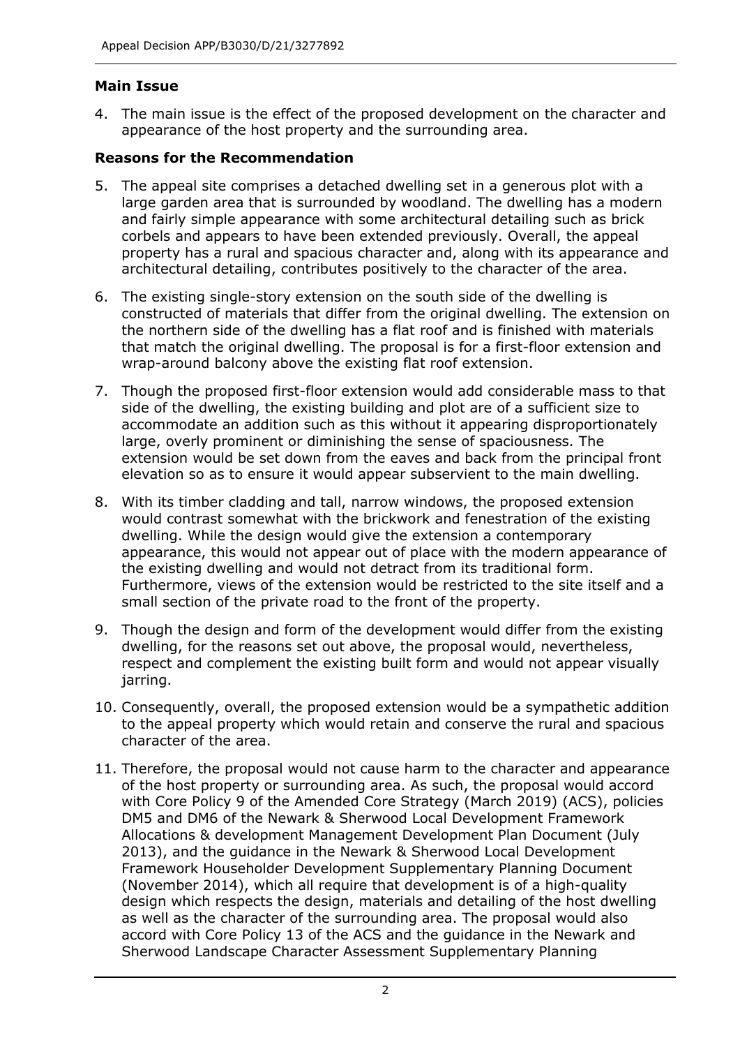### Main Issue

4. The main issue is the effect of the proposed development on the character and appearance of the host property and the surrounding area.

### Reasons for the Recommendation

5. The appeal site comprises a detached dwelling set in a generous plot with a large garden area that is surrounded by woodland. The dwelling has a modern and fairly simple appearance with some architectural detailing such as brick corbels and appears to have been extended previously. Overall, the appeal property has a rural and spacious character and, along with its appearance and architectural detailing, contributes positively to the character of the area.

6. The existing single-story extension on the south side of the dwelling is constructed of materials that differ from the original dwelling. The extension on the northern side of the dwelling has a flat roof and is finished with materials that match the original dwelling. The proposal is for a first-floor extension and wrap-around balcony above the existing flat roof extension.

7. Though the proposed first-floor extension would add considerable mass to that side of the dwelling, the existing building and plot are of a sufficient size to accommodate an addition such as this without it appearing disproportionately large, overly prominent or diminishing the sense of spaciousness. The extension would be set down from the eaves and back from the principal front elevation so as to ensure it would appear subservient to the main dwelling.

8. With its timber cladding and tall, narrow windows, the proposed extension would contrast somewhat with the brickwork and fenestration of the existing dwelling. While the design would give the extension a contemporary appearance, this would not appear out of place with the modern appearance of the existing dwelling and would not detract from its traditional form. Furthermore, views of the extension would be restricted to the site itself and a small section of the private road to the front of the property.

9. Though the design and form of the development would differ from the existing dwelling, for the reasons set out above, the proposal would, nevertheless, respect and complement the existing built form and would not appear visually jarring.

10. Consequently, overall, the proposed extension would be a sympathetic addition to the appeal property which would retain and conserve the rural and spacious character of the area.

11. Therefore, the proposal would not cause harm to the character and appearance of the host property or surrounding area. As such, the proposal would accord with Core Policy 9 of the Amended Core Strategy (March 2019) (ACS), policies DM5 and DM6 of the Newark & Sherwood Local Development Framework Allocations & development Management Development Plan Document (July 2013), and the guidance in the Newark & Sherwood Local Development Framework Householder Development Supplementary Planning Document (November 2014), which all require that development is of a high-quality design which respects the design, materials and detailing of the host dwelling as well as the character of the surrounding area. The proposal would also accord with Core Policy 13 of the ACS and the guidance in the Newark and Sherwood Landscape Character Assessment Supplementary Planning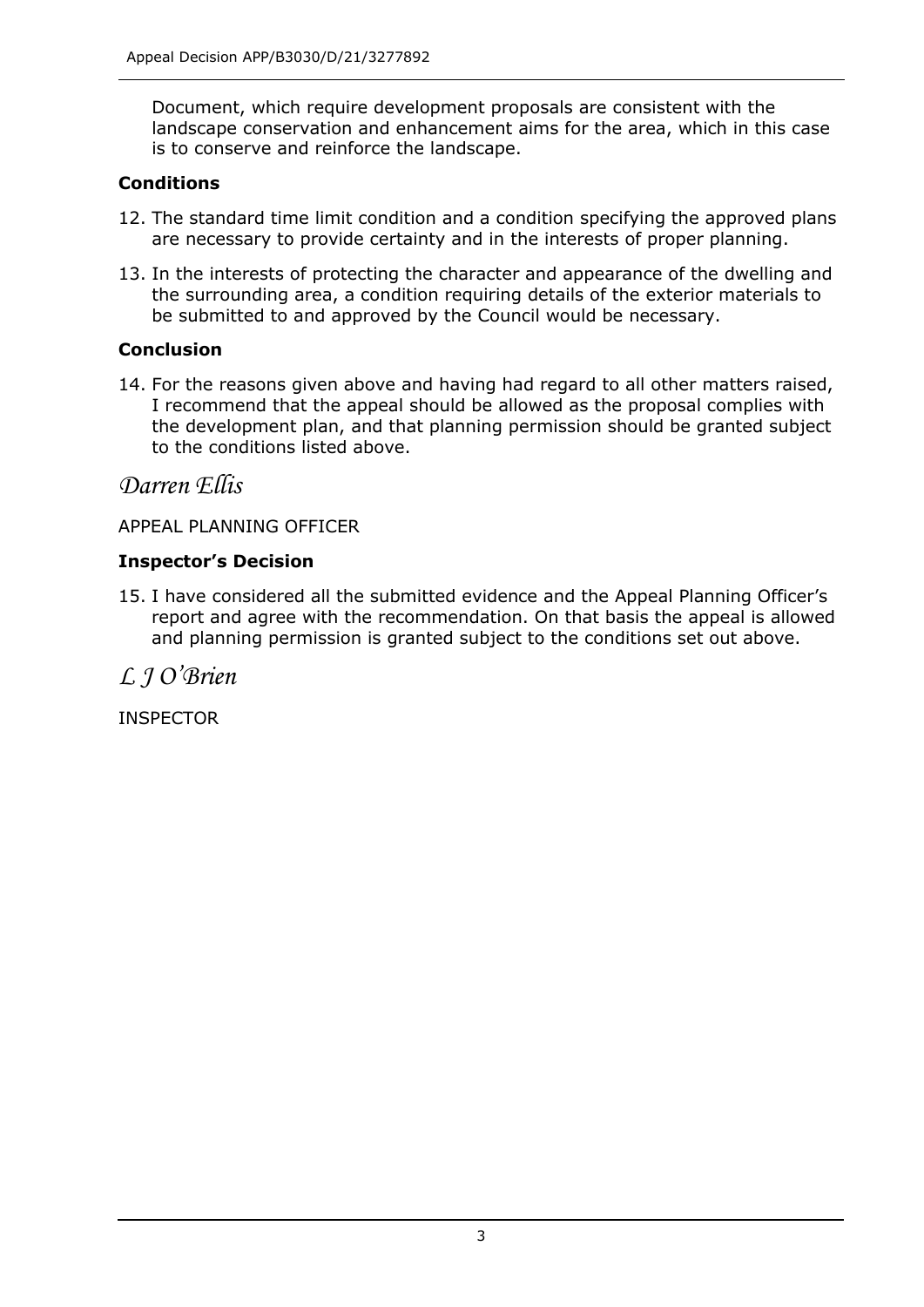Document, which require development proposals are consistent with the landscape conservation and enhancement aims for the area, which in this case is to conserve and reinforce the landscape.

**Conditions**

12. The standard time limit condition and a condition specifying the approved plans are necessary to provide certainty and in the interests of proper planning.

13. In the interests of protecting the character and appearance of the dwelling and the surrounding area, a condition requiring details of the exterior materials to be submitted to and approved by the Council would be necessary.

**Conclusion**

14. For the reasons given above and having had regard to all other matters raised, I recommend that the appeal should be allowed as the proposal complies with the development plan, and that planning permission should be granted subject to the conditions listed above.

*Darren Ellis*

APPEAL PLANNING OFFICER

**Inspector's Decision**

15. I have considered all the submitted evidence and the Appeal Planning Officer's report and agree with the recommendation. On that basis the appeal is allowed and planning permission is granted subject to the conditions set out above.

*L J O'Brien*

INSPECTOR